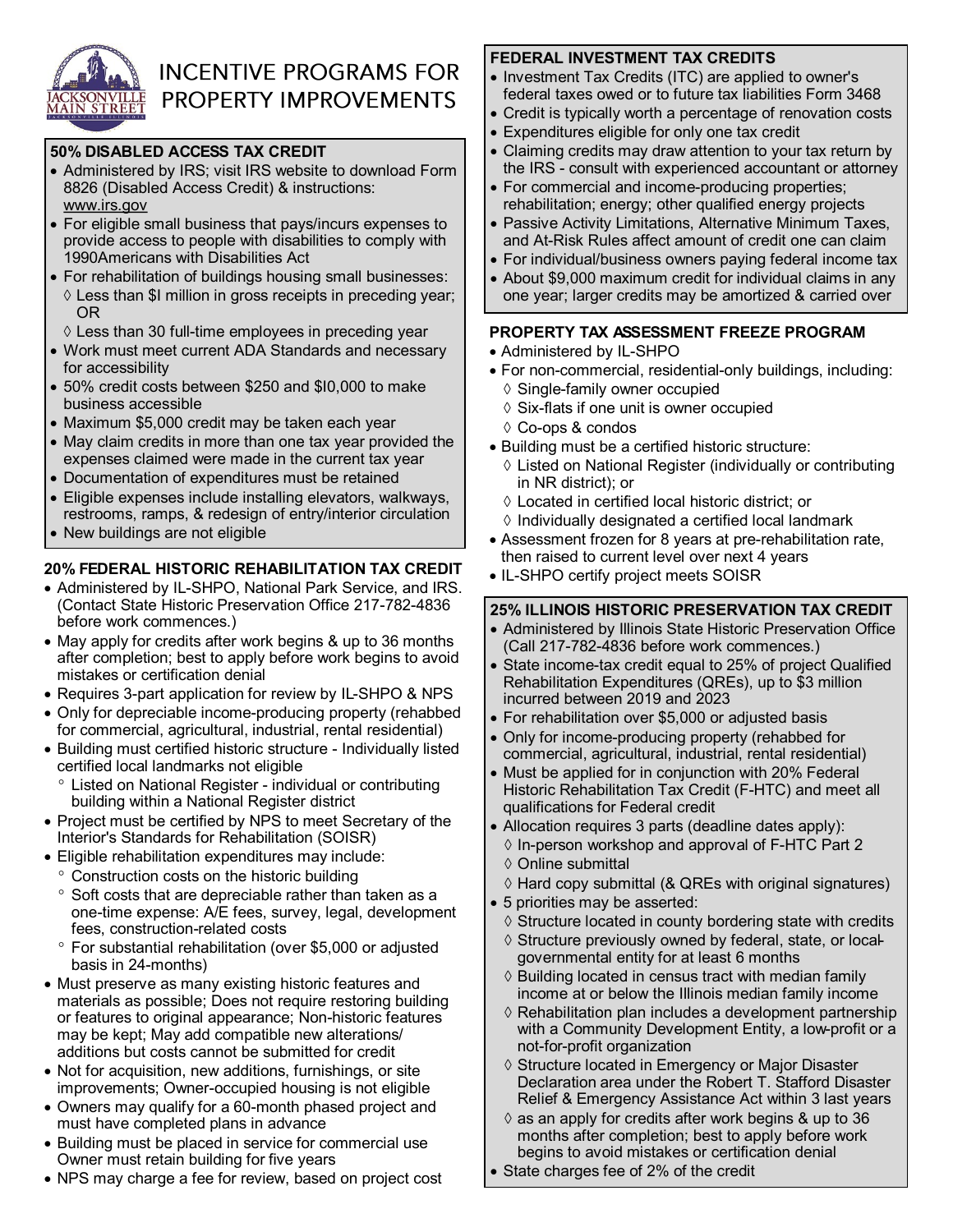# INCENTIVE PROGRAMS FOR PROPERTY IMPROVEMENTS

## 50% DISABLED ACCESS TAX CREDIT

- Administered by IRS; visit IRS website to download Form 8826 (Disabled Access Credit) & instructions: www.irs.gov
- For eligible small business that pays/incurs expenses to provide access to people with disabilities to comply with 1990Americans with Disabilities Act
- For rehabilitation of buildings housing small businesses:
  - ◊ Less than $I million in gross receipts in preceding year; OR
  - ◊ Less than 30 full-time employees in preceding year
- Work must meet current ADA Standards and necessary for accessibility
- 50% credit costs between $250 and $I0,000 to make business accessible
- Maximum $5,000 credit may be taken each year
- May claim credits in more than one tax year provided the expenses claimed were made in the current tax year
- Documentation of expenditures must be retained
- Eligible expenses include installing elevators, walkways, restrooms, ramps, & redesign of entry/interior circulation
- New buildings are not eligible

## 20% FEDERAL HISTORIC REHABILITATION TAX CREDIT

- Administered by IL-SHPO, National Park Service, and IRS. (Contact State Historic Preservation Office 217-782-4836 before work commences.)
- May apply for credits after work begins & up to 36 months after completion; best to apply before work begins to avoid mistakes or certification denial
- Requires 3-part application for review by IL-SHPO & NPS
- Only for depreciable income-producing property (rehabbed for commercial, agricultural, industrial, rental residential)
- Building must certified historic structure - Individually listed certified local landmarks not eligible
  - ° Listed on National Register - individual or contributing building within a National Register district
- Project must be certified by NPS to meet Secretary of the Interior's Standards for Rehabilitation (SOISR)
- Eligible rehabilitation expenditures may include:
  - ° Construction costs on the historic building
  - ° Soft costs that are depreciable rather than taken as a one-time expense: A/E fees, survey, legal, development fees, construction-related costs
  - ° For substantial rehabilitation (over $5,000 or adjusted basis in 24-months)
- Must preserve as many existing historic features and materials as possible; Does not require restoring building or features to original appearance; Non-historic features may be kept; May add compatible new alterations/ additions but costs cannot be submitted for credit
- Not for acquisition, new additions, furnishings, or site improvements; Owner-occupied housing is not eligible
- Owners may qualify for a 60-month phased project and must have completed plans in advance
- Building must be placed in service for commercial use Owner must retain building for five years
- NPS may charge a fee for review, based on project cost

## FEDERAL INVESTMENT TAX CREDITS

- Investment Tax Credits (ITC) are applied to owner's federal taxes owed or to future tax liabilities Form 3468
- Credit is typically worth a percentage of renovation costs
- Expenditures eligible for only one tax credit
- Claiming credits may draw attention to your tax return by the IRS - consult with experienced accountant or attorney
- For commercial and income-producing properties; rehabilitation; energy; other qualified energy projects
- Passive Activity Limitations, Alternative Minimum Taxes, and At-Risk Rules affect amount of credit one can claim
- For individual/business owners paying federal income tax
- About $9,000 maximum credit for individual claims in any one year; larger credits may be amortized & carried over

## PROPERTY TAX ASSESSMENT FREEZE PROGRAM

- Administered by IL-SHPO
- For non-commercial, residential-only buildings, including:
  - ◊ Single-family owner occupied
  - ◊ Six-flats if one unit is owner occupied
  - ◊ Co-ops & condos
- Building must be a certified historic structure:
  - ◊ Listed on National Register (individually or contributing in NR district); or
  - ◊ Located in certified local historic district; or
  - ◊ Individually designated a certified local landmark
- Assessment frozen for 8 years at pre-rehabilitation rate, then raised to current level over next 4 years
- IL-SHPO certify project meets SOISR

## 25% ILLINOIS HISTORIC PRESERVATION TAX CREDIT

- Administered by Illinois State Historic Preservation Office (Call 217-782-4836 before work commences.)
- State income-tax credit equal to 25% of project Qualified Rehabilitation Expenditures (QREs), up to $3 million incurred between 2019 and 2023
- For rehabilitation over $5,000 or adjusted basis
- Only for income-producing property (rehabbed for commercial, agricultural, industrial, rental residential)
- Must be applied for in conjunction with 20% Federal Historic Rehabilitation Tax Credit (F-HTC) and meet all qualifications for Federal credit
- Allocation requires 3 parts (deadline dates apply):
  - ◊ In-person workshop and approval of F-HTC Part 2
  - ◊ Online submittal
  - ◊ Hard copy submittal (& QREs with original signatures)
- 5 priorities may be asserted:
  - ◊ Structure located in county bordering state with credits
  - ◊ Structure previously owned by federal, state, or local-governmental entity for at least 6 months
  - ◊ Building located in census tract with median family income at or below the Illinois median family income
  - ◊ Rehabilitation plan includes a development partnership with a Community Development Entity, a low-profit or a not-for-profit organization
  - ◊ Structure located in Emergency or Major Disaster Declaration area under the Robert T. Stafford Disaster Relief & Emergency Assistance Act within 3 last years
  - ◊ as an apply for credits after work begins & up to 36 months after completion; best to apply before work begins to avoid mistakes or certification denial
- State charges fee of 2% of the credit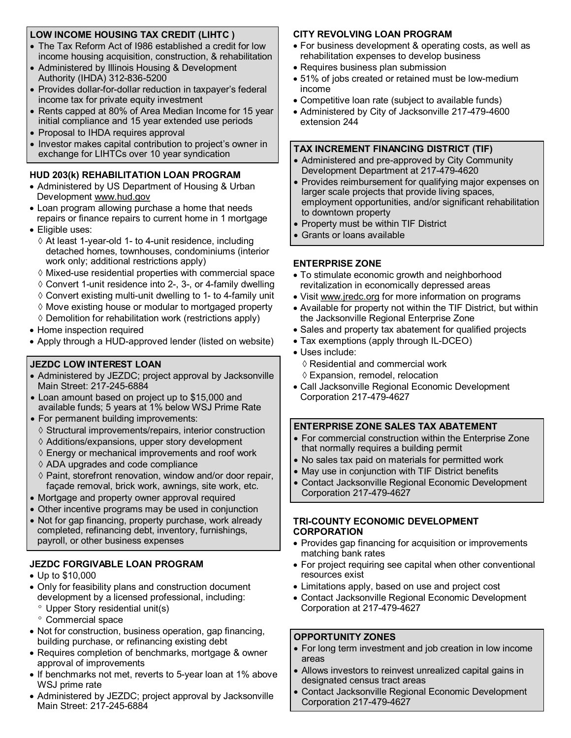## LOW INCOME HOUSING TAX CREDIT (LIHTC )

- The Tax Reform Act of I986 established a credit for low income housing acquisition, construction, & rehabilitation
- Administered by Illinois Housing & Development Authority (IHDA) 312-836-5200
- Provides dollar-for-dollar reduction in taxpayer's federal income tax for private equity investment
- Rents capped at 80% of Area Median Income for 15 year initial compliance and 15 year extended use periods
- Proposal to IHDA requires approval
- Investor makes capital contribution to project's owner in exchange for LIHTCs over 10 year syndication

## HUD 203(k) REHABILITATION LOAN PROGRAM

- Administered by US Department of Housing & Urban Development www.hud.gov
- Loan program allowing purchase a home that needs repairs or finance repairs to current home in 1 mortgage
- Eligible uses:
  - ◊ At least 1-year-old 1- to 4-unit residence, including detached homes, townhouses, condominiums (interior work only; additional restrictions apply)
  - ◊ Mixed-use residential properties with commercial space
  - ◊ Convert 1-unit residence into 2-, 3-, or 4-family dwelling
  - ◊ Convert existing multi-unit dwelling to 1- to 4-family unit
  - ◊ Move existing house or modular to mortgaged property
  - ◊ Demolition for rehabilitation work (restrictions apply)
- Home inspection required
- Apply through a HUD-approved lender (listed on website)

## JEZDC LOW INTEREST LOAN

- Administered by JEZDC; project approval by Jacksonville Main Street: 217-245-6884
- Loan amount based on project up to $15,000 and available funds; 5 years at 1% below WSJ Prime Rate
- For permanent building improvements:
  - ◊ Structural improvements/repairs, interior construction
  - ◊ Additions/expansions, upper story development
  - ◊ Energy or mechanical improvements and roof work
  - ◊ ADA upgrades and code compliance
  - ◊ Paint, storefront renovation, window and/or door repair, façade removal, brick work, awnings, site work, etc.
- Mortgage and property owner approval required
- Other incentive programs may be used in conjunction
- Not for gap financing, property purchase, work already completed, refinancing debt, inventory, furnishings, payroll, or other business expenses

## JEZDC FORGIVABLE LOAN PROGRAM

- Up to $10,000
- Only for feasibility plans and construction document development by a licensed professional, including:
  - Upper Story residential unit(s)
  - Commercial space
- Not for construction, business operation, gap financing, building purchase, or refinancing existing debt
- Requires completion of benchmarks, mortgage & owner approval of improvements
- If benchmarks not met, reverts to 5-year loan at 1% above WSJ prime rate
- Administered by JEZDC; project approval by Jacksonville Main Street: 217-245-6884

## CITY REVOLVING LOAN PROGRAM

- For business development & operating costs, as well as rehabilitation expenses to develop business
- Requires business plan submission
- 51% of jobs created or retained must be low-medium income
- Competitive loan rate (subject to available funds)
- Administered by City of Jacksonville 217-479-4600 extension 244

## TAX INCREMENT FINANCING DISTRICT (TIF)

- Administered and pre-approved by City Community Development Department at 217-479-4620
- Provides reimbursement for qualifying major expenses on larger scale projects that provide living spaces, employment opportunities, and/or significant rehabilitation to downtown property
- Property must be within TIF District
- Grants or loans available

## ENTERPRISE ZONE

- To stimulate economic growth and neighborhood revitalization in economically depressed areas
- Visit www.jredc.org for more information on programs
- Available for property not within the TIF District, but within the Jacksonville Regional Enterprise Zone
- Sales and property tax abatement for qualified projects
- Tax exemptions (apply through IL-DCEO)
- Uses include:
  - ◊ Residential and commercial work
  - ◊ Expansion, remodel, relocation
- Call Jacksonville Regional Economic Development Corporation 217-479-4627

## ENTERPRISE ZONE SALES TAX ABATEMENT

- For commercial construction within the Enterprise Zone that normally requires a building permit
- No sales tax paid on materials for permitted work
- May use in conjunction with TIF District benefits
- Contact Jacksonville Regional Economic Development Corporation 217-479-4627

## TRI-COUNTY ECONOMIC DEVELOPMENT CORPORATION

- Provides gap financing for acquisition or improvements matching bank rates
- For project requiring see capital when other conventional resources exist
- Limitations apply, based on use and project cost
- Contact Jacksonville Regional Economic Development Corporation at 217-479-4627

## OPPORTUNITY ZONES

- For long term investment and job creation in low income areas
- Allows investors to reinvest unrealized capital gains in designated census tract areas
- Contact Jacksonville Regional Economic Development Corporation 217-479-4627